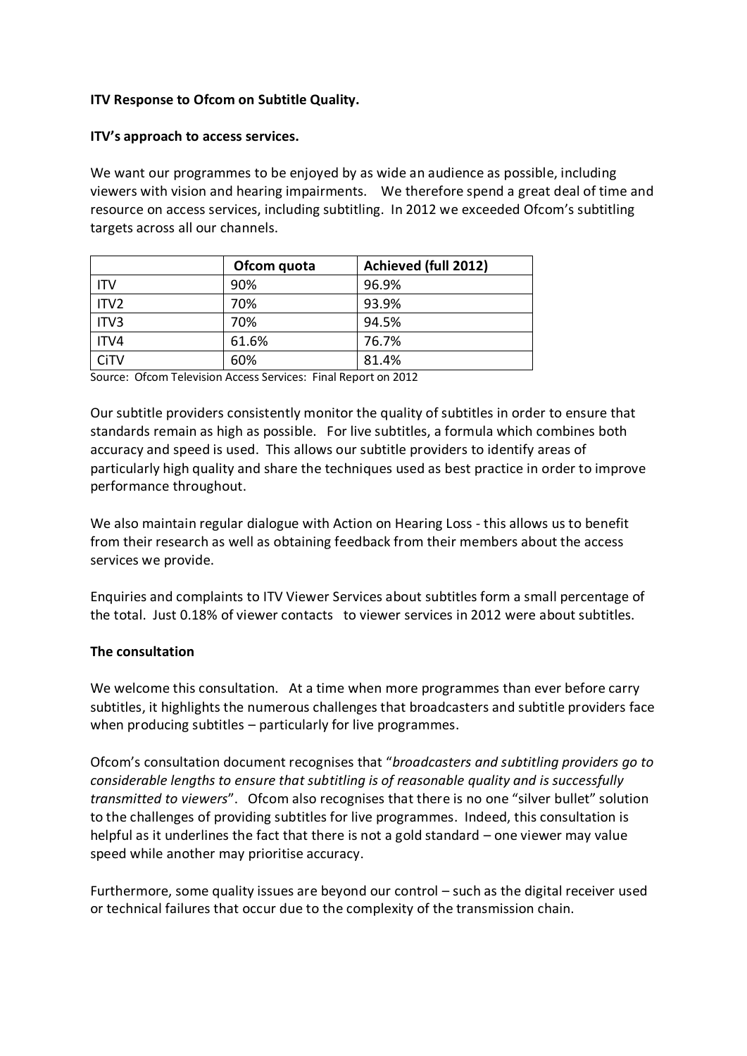**ITV Response to Ofcom on Subtitle Quality.**

**ITV's approach to access services.**

We want our programmes to be enjoyed by as wide an audience as possible, including viewers with vision and hearing impairments. We therefore spend a great deal of time and resource on access services, including subtitling. In 2012 we exceeded Ofcom's subtitling targets across all our channels.

| | Ofcom quota | Achieved (full 2012) |
|---|---|---|
| ITV | 90% | 96.9% |
| ITV2 | 70% | 93.9% |
| ITV3 | 70% | 94.5% |
| ITV4 | 61.6% | 76.7% |
| CiTV | 60% | 81.4% |

Source: Ofcom Television Access Services: Final Report on 2012

Our subtitle providers consistently monitor the quality of subtitles in order to ensure that standards remain as high as possible. For live subtitles, a formula which combines both accuracy and speed is used. This allows our subtitle providers to identify areas of particularly high quality and share the techniques used as best practice in order to improve performance throughout.

We also maintain regular dialogue with Action on Hearing Loss - this allows us to benefit from their research as well as obtaining feedback from their members about the access services we provide.

Enquiries and complaints to ITV Viewer Services about subtitles form a small percentage of the total. Just 0.18% of viewer contacts to viewer services in 2012 were about subtitles.

**The consultation**

We welcome this consultation. At a time when more programmes than ever before carry subtitles, it highlights the numerous challenges that broadcasters and subtitle providers face when producing subtitles – particularly for live programmes.

Ofcom's consultation document recognises that "*broadcasters and subtitling providers go to considerable lengths to ensure that subtitling is of reasonable quality and is successfully transmitted to viewers*". Ofcom also recognises that there is no one "silver bullet" solution to the challenges of providing subtitles for live programmes. Indeed, this consultation is helpful as it underlines the fact that there is not a gold standard – one viewer may value speed while another may prioritise accuracy.

Furthermore, some quality issues are beyond our control – such as the digital receiver used or technical failures that occur due to the complexity of the transmission chain.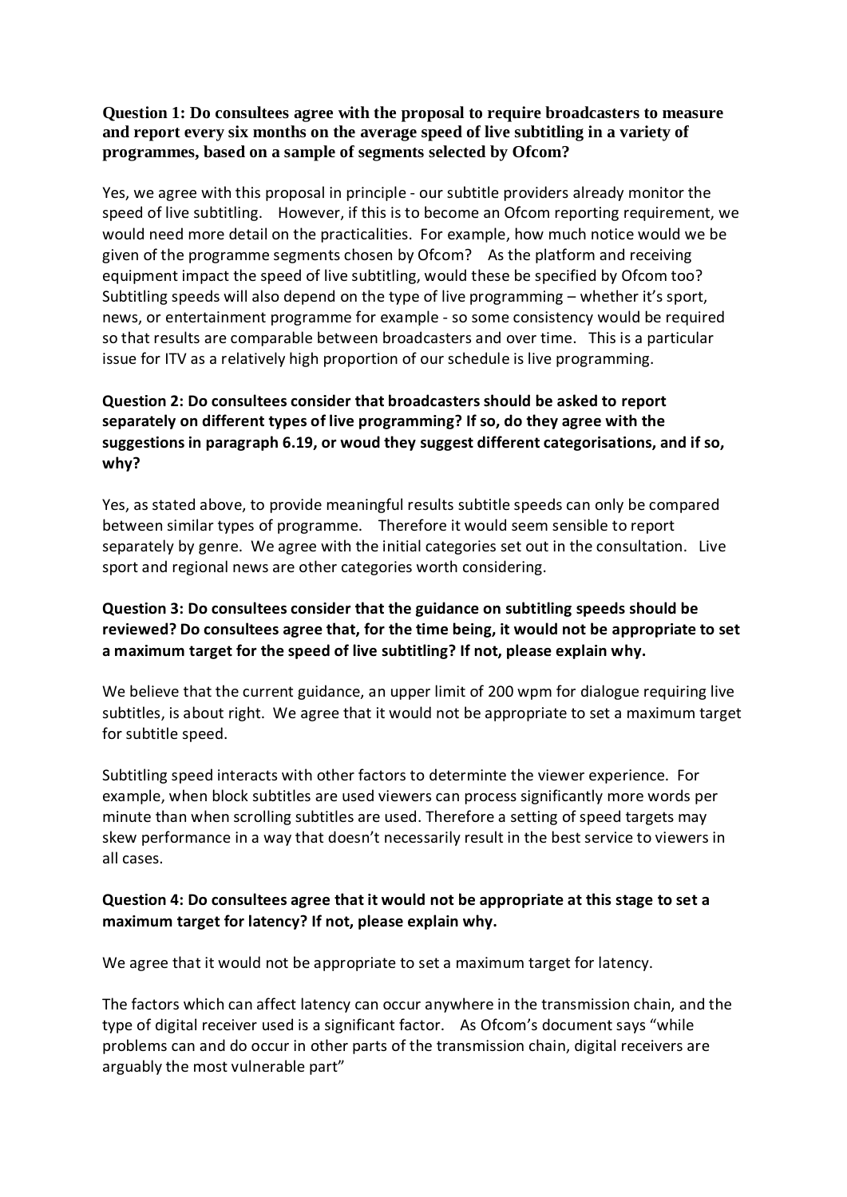**Question 1: Do consultees agree with the proposal to require broadcasters to measure and report every six months on the average speed of live subtitling in a variety of programmes, based on a sample of segments selected by Ofcom?**

Yes, we agree with this proposal in principle - our subtitle providers already monitor the speed of live subtitling. However, if this is to become an Ofcom reporting requirement, we would need more detail on the practicalities. For example, how much notice would we be given of the programme segments chosen by Ofcom? As the platform and receiving equipment impact the speed of live subtitling, would these be specified by Ofcom too? Subtitling speeds will also depend on the type of live programming – whether it's sport, news, or entertainment programme for example - so some consistency would be required so that results are comparable between broadcasters and over time. This is a particular issue for ITV as a relatively high proportion of our schedule is live programming.

**Question 2: Do consultees consider that broadcasters should be asked to report separately on different types of live programming? If so, do they agree with the suggestions in paragraph 6.19, or woud they suggest different categorisations, and if so, why?**

Yes, as stated above, to provide meaningful results subtitle speeds can only be compared between similar types of programme. Therefore it would seem sensible to report separately by genre. We agree with the initial categories set out in the consultation. Live sport and regional news are other categories worth considering.

**Question 3: Do consultees consider that the guidance on subtitling speeds should be reviewed? Do consultees agree that, for the time being, it would not be appropriate to set a maximum target for the speed of live subtitling? If not, please explain why.**

We believe that the current guidance, an upper limit of 200 wpm for dialogue requiring live subtitles, is about right. We agree that it would not be appropriate to set a maximum target for subtitle speed.

Subtitling speed interacts with other factors to determinte the viewer experience. For example, when block subtitles are used viewers can process significantly more words per minute than when scrolling subtitles are used. Therefore a setting of speed targets may skew performance in a way that doesn't necessarily result in the best service to viewers in all cases.

**Question 4: Do consultees agree that it would not be appropriate at this stage to set a maximum target for latency? If not, please explain why.**

We agree that it would not be appropriate to set a maximum target for latency.

The factors which can affect latency can occur anywhere in the transmission chain, and the type of digital receiver used is a significant factor. As Ofcom's document says "while problems can and do occur in other parts of the transmission chain, digital receivers are arguably the most vulnerable part"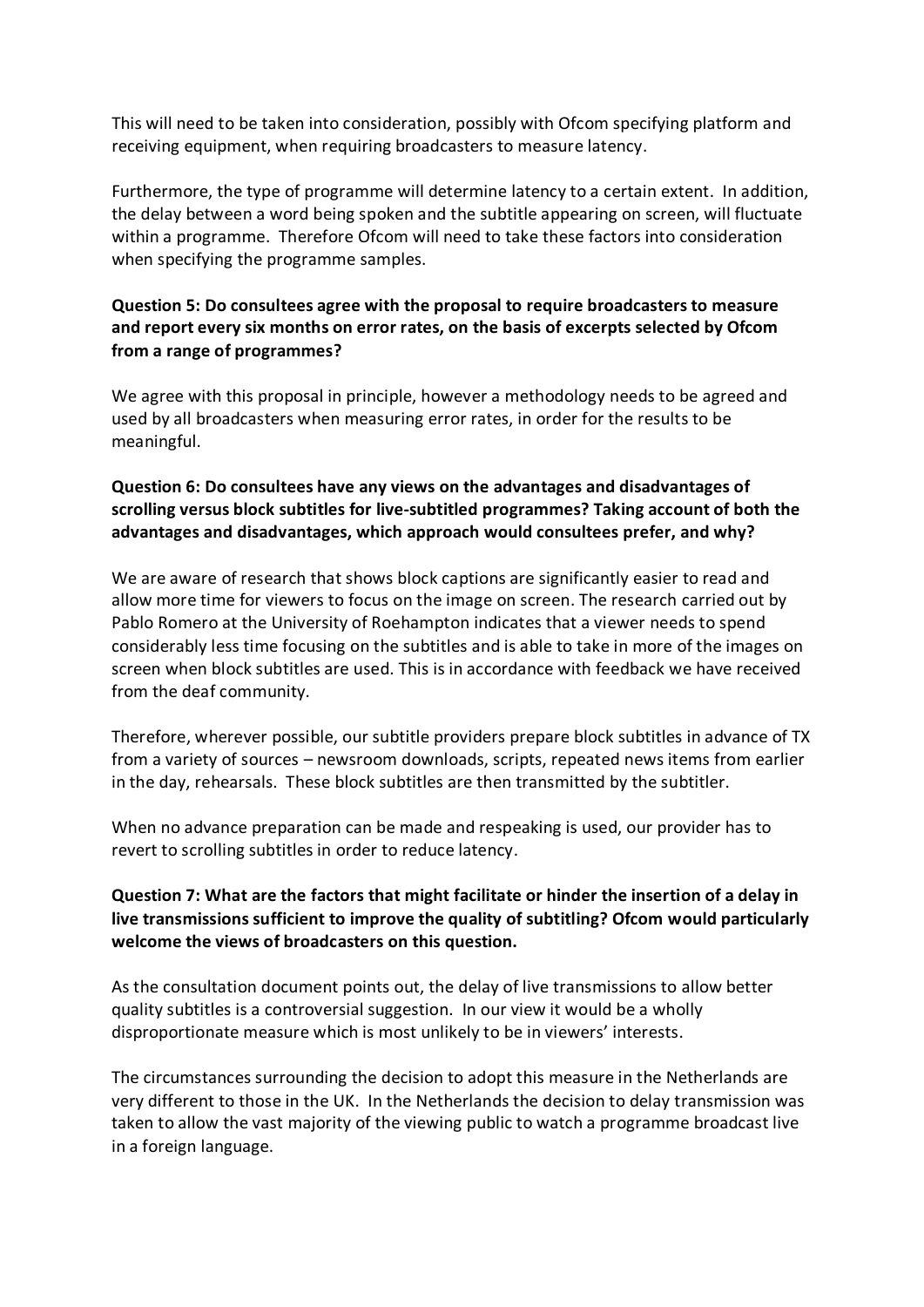This will need to be taken into consideration, possibly with Ofcom specifying platform and receiving equipment, when requiring broadcasters to measure latency.

Furthermore, the type of programme will determine latency to a certain extent. In addition, the delay between a word being spoken and the subtitle appearing on screen, will fluctuate within a programme. Therefore Ofcom will need to take these factors into consideration when specifying the programme samples.

**Question 5: Do consultees agree with the proposal to require broadcasters to measure and report every six months on error rates, on the basis of excerpts selected by Ofcom from a range of programmes?**

We agree with this proposal in principle, however a methodology needs to be agreed and used by all broadcasters when measuring error rates, in order for the results to be meaningful.

**Question 6: Do consultees have any views on the advantages and disadvantages of scrolling versus block subtitles for live-subtitled programmes? Taking account of both the advantages and disadvantages, which approach would consultees prefer, and why?**

We are aware of research that shows block captions are significantly easier to read and allow more time for viewers to focus on the image on screen. The research carried out by Pablo Romero at the University of Roehampton indicates that a viewer needs to spend considerably less time focusing on the subtitles and is able to take in more of the images on screen when block subtitles are used. This is in accordance with feedback we have received from the deaf community.

Therefore, wherever possible, our subtitle providers prepare block subtitles in advance of TX from a variety of sources – newsroom downloads, scripts, repeated news items from earlier in the day, rehearsals. These block subtitles are then transmitted by the subtitler.

When no advance preparation can be made and respeaking is used, our provider has to revert to scrolling subtitles in order to reduce latency.

**Question 7: What are the factors that might facilitate or hinder the insertion of a delay in live transmissions sufficient to improve the quality of subtitling? Ofcom would particularly welcome the views of broadcasters on this question.**

As the consultation document points out, the delay of live transmissions to allow better quality subtitles is a controversial suggestion. In our view it would be a wholly disproportionate measure which is most unlikely to be in viewers' interests.

The circumstances surrounding the decision to adopt this measure in the Netherlands are very different to those in the UK. In the Netherlands the decision to delay transmission was taken to allow the vast majority of the viewing public to watch a programme broadcast live in a foreign language.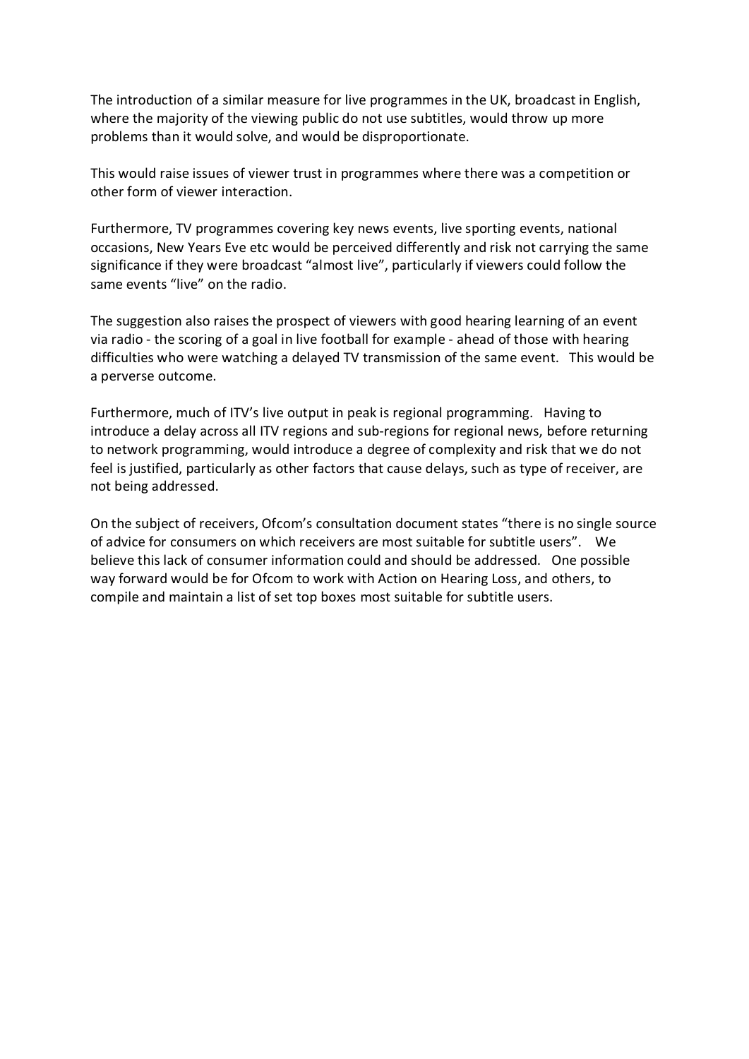The introduction of a similar measure for live programmes in the UK, broadcast in English, where the majority of the viewing public do not use subtitles, would throw up more problems than it would solve, and would be disproportionate.

This would raise issues of viewer trust in programmes where there was a competition or other form of viewer interaction.

Furthermore, TV programmes covering key news events, live sporting events, national occasions, New Years Eve etc would be perceived differently and risk not carrying the same significance if they were broadcast "almost live", particularly if viewers could follow the same events "live" on the radio.

The suggestion also raises the prospect of viewers with good hearing learning of an event via radio - the scoring of a goal in live football for example - ahead of those with hearing difficulties who were watching a delayed TV transmission of the same event. This would be a perverse outcome.

Furthermore, much of ITV's live output in peak is regional programming. Having to introduce a delay across all ITV regions and sub-regions for regional news, before returning to network programming, would introduce a degree of complexity and risk that we do not feel is justified, particularly as other factors that cause delays, such as type of receiver, are not being addressed.

On the subject of receivers, Ofcom's consultation document states "there is no single source of advice for consumers on which receivers are most suitable for subtitle users". We believe this lack of consumer information could and should be addressed. One possible way forward would be for Ofcom to work with Action on Hearing Loss, and others, to compile and maintain a list of set top boxes most suitable for subtitle users.